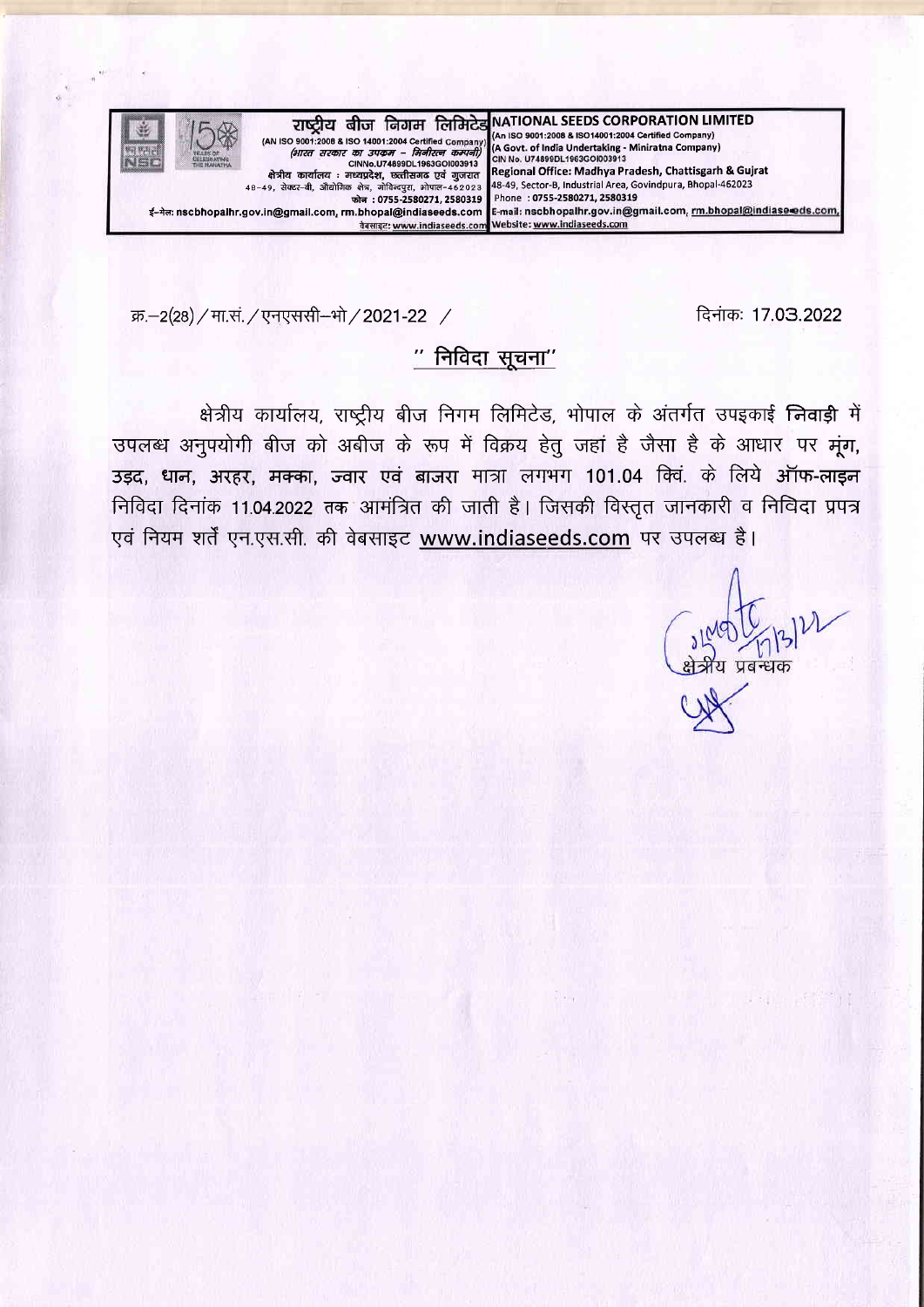**राष्ट्रीय बीज निगम लिमिटेड**
(AN ISO 9001:2008 & ISO 14001:2004 Certified Company)
(भारत सरकार का उपक्रम – मिनीरत्न कम्पनी)
CINNo.U74899DL1963GOI003913
क्षेत्रीय कार्यालय : मध्यप्रदेश, छत्तीसगढ एवं गुजरात
48-49, सेक्टर-बी, औद्योगिक क्षेत्र, गोविन्दपुरा, भोपाल-462023
फोन : 0755-2580271, 2580319
ई-मेल: nscbhopalhr.gov.in@gmail.com, rm.bhopal@indiaseeds.com
वेबसाइट: www.indiaseeds.com

**NATIONAL SEEDS CORPORATION LIMITED**
(An ISO 9001:2008 & ISO14001:2004 Certified Company)
(A Govt. of India Undertaking - Miniratna Company)
CIN No. U74899DL1963GOI003913
Regional Office: Madhya Pradesh, Chattisgarh & Gujrat
48-49, Sector-B, Industrial Area, Govindpura, Bhopal-462023
Phone : 0755-2580271, 2580319
E-mail: nscbhopalhr.gov.in@gmail.com, rm.bhopal@indiaseeds.com,
Website: www.indiaseeds.com

क्र.–2(28) / मा.सं. / एनएससी–भो / 2021-22 /

दिनांकः 17.03.2022

## " निविदा सूचना"

क्षेत्रीय कार्यालय, राष्ट्रीय बीज निगम लिमिटेड, भोपाल के अंतर्गत उपइकाई **निवाड़ी** में उपलब्ध अनुपयोगी बीज को अबीज के रूप में विक्रय हेतु जहां है जैसा है के आधार पर **मूंग, उड़द, धान, अरहर, मक्का, ज्वार एवं बाजरा** मात्रा लगभग **101.04** क्विं. के लिये **ऑफ-लाइन** निविदा दिनांक **11.04.2022** तक आमंत्रित की जाती है। जिसकी विस्तृत जानकारी व निविदा प्रपत्र एवं नियम शर्तें एन.एस.सी. की वेबसाइट www.indiaseeds.com पर उपलब्ध है।

17/3/22

क्षेत्रीय प्रबन्धक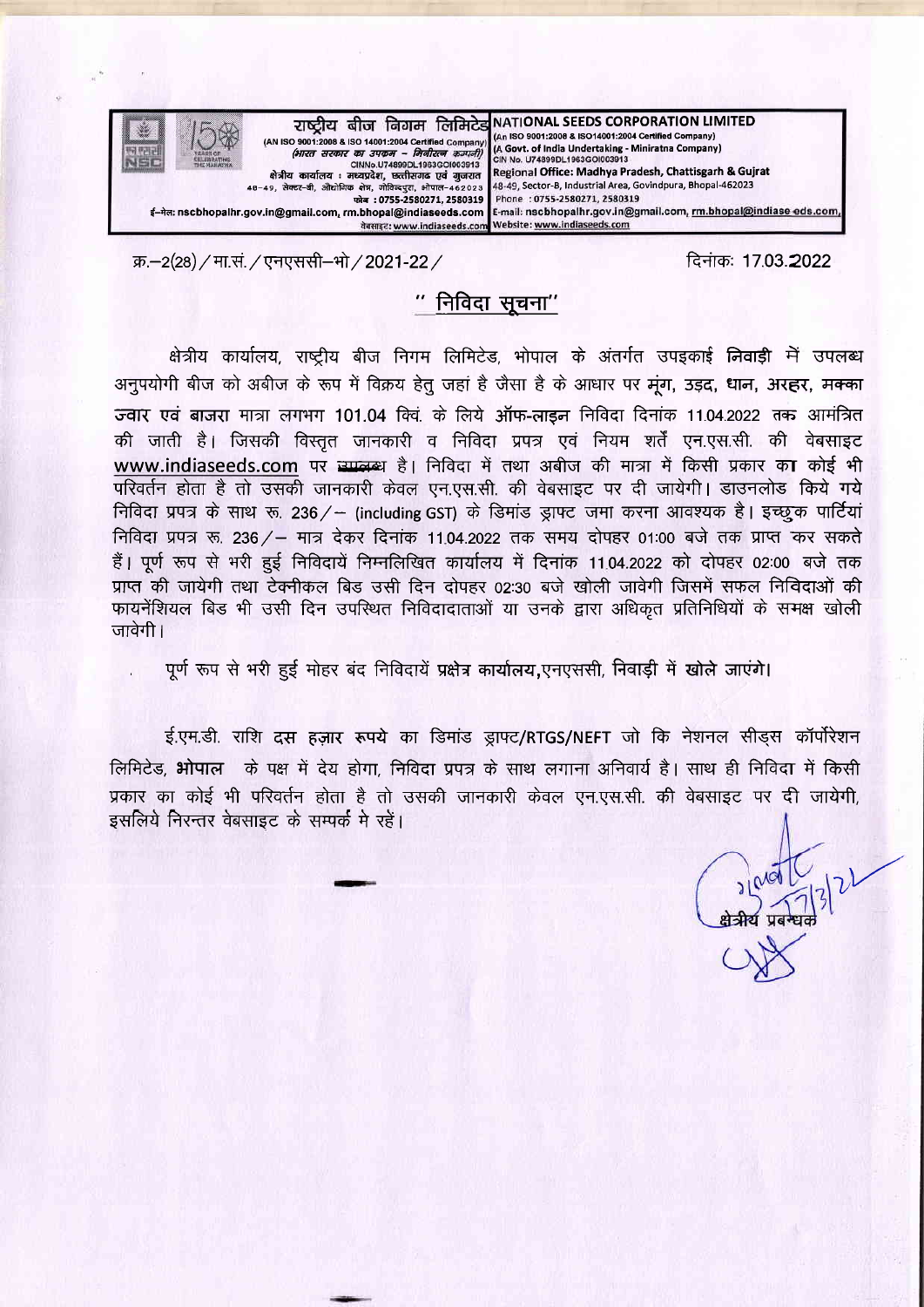**राष्ट्रीय बीज निगम लिमिटेड**
(AN ISO 9001:2008 & ISO 14001:2004 Certified Company)
*(भारत सरकार का उपक्रम – मिनीरत्न कम्पनी)*
CINNo.U74899DL1963GOI003913
क्षेत्रीय कार्यालय : मध्यप्रदेश, छत्तीसगढ़ एवं गुजरात
48–49, सेक्टर–बी, औद्योगिक क्षेत्र, गोविन्दपुरा, भोपाल–462023
फोन : 0755-2580271, 2580319
ई–मेल: nscbhopalhr.gov.in@gmail.com, rm.bhopal@indiaseeds.com
वेबसाइट: www.indiaseeds.com

**NATIONAL SEEDS CORPORATION LIMITED**
(An ISO 9001:2008 & ISO14001:2004 Certified Company)
(A Govt. of India Undertaking - Miniratna Company)
CIN No. U74899DL1963GOI003913
Regional Office: Madhya Pradesh, Chattisgarh & Gujrat
48-49, Sector-B, Industrial Area, Govindpura, Bhopal-462023
Phone : 0755-2580271, 2580319
E-mail: nscbhopalhr.gov.in@gmail.com, rm.bhopal@indiaseeds.com,
Website: www.indiaseeds.com

क्र.–2(28)/मा.सं./एनएससी–भो/2021-22/ दिनांकः 17.03.2022

## " निविदा सूचना"

क्षेत्रीय कार्यालय, राष्ट्रीय बीज निगम लिमिटेड, भोपाल के अंतर्गत उपइकाई **निवाड़ी** में उपलब्ध अनुपयोगी बीज को अबीज के रूप में विक्रय हेतु जहां है जैसा है के आधार पर **मूंग, उड़द, धान, अरहर, मक्का ज्वार एवं बाजरा** मात्रा लगभग 101.04 क्विं. के लिये **ऑफ-लाइन** निविदा दिनांक 11.04.2022 तक आमंत्रित की जाती है। जिसकी विस्तृत जानकारी व निविदा प्रपत्र एवं नियम शर्तें एन.एस.सी. की वेबसाइट **www.indiaseeds.com** पर उपलब्ध है। निविदा में तथा अबीज की मात्रा में किसी प्रकार का कोई भी परिवर्तन होता है तो उसकी जानकारी केवल एन.एस.सी. की वेबसाइट पर दी जायेगी। डाउनलोड किये गये निविदा प्रपत्र के साथ रू. 236/– (including GST) के डिमांड ड्राफ्ट जमा करना आवश्यक है। इच्छुक पार्टियां निविदा प्रपत्र रू. 236/– मात्र देकर दिनांक 11.04.2022 तक समय दोपहर 01:00 बजे तक प्राप्त कर सकते हैं। पूर्ण रूप से भरी हुई निविदायें निम्नलिखित कार्यालय में दिनांक 11.04.2022 को दोपहर 02:00 बजे तक प्राप्त की जायेगी तथा टेक्नीकल बिड उसी दिन दोपहर 02:30 बजे खोली जावेगी जिसमें सफल निविदाओं की फायनेंशियल बिड भी उसी दिन उपस्थित निविदादाताओं या उनके द्वारा अधिकृत प्रतिनिधियों के समक्ष खोली जावेगी।

पूर्ण रूप से भरी हुई मोहर बंद निविदायें **प्रक्षेत्र कार्यालय,एनएससी, निवाड़ी में खोले जाएंगे।**

ई.एम.डी. राशि **दस हज़ार रूपये** का डिमांड ड्राफ्ट/RTGS/NEFT जो कि नेशनल सीड्स कॉर्पोरेशन लिमिटेड, **भोपाल** के पक्ष में देय होगा, निविदा प्रपत्र के साथ लगाना अनिवार्य है। साथ ही निविदा में किसी प्रकार का कोई भी परिवर्तन होता है तो उसकी जानकारी केवल एन.एस.सी. की वेबसाइट पर दी जायेगी, इसलिये निरन्तर वेबसाइट के सम्पर्क मे रहें।

17/3/22
क्षेत्रीय प्रबन्धक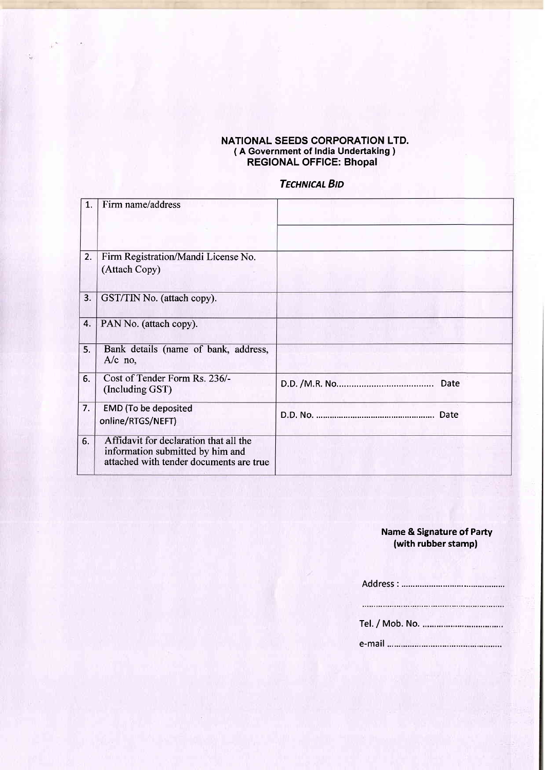**NATIONAL SEEDS CORPORATION LTD.**
**( A Government of India Undertaking )**
**REGIONAL OFFICE: Bhopal**

***TECHNICAL BID***

| | | |
|---|---|---|
| 1. | Firm name/address | |
| 2. | Firm Registration/Mandi License No. (Attach Copy) | |
| 3. | GST/TIN No. (attach copy). | |
| 4. | PAN No. (attach copy). | |
| 5. | Bank details (name of bank, address, A/c no, | |
| 6. | Cost of Tender Form Rs. 236/- (Including GST) | D.D. /M.R. No...................................... Date |
| 7. | EMD (To be deposited online/RTGS/NEFT) | D.D. No. .................................................. Date |
| 6. | Affidavit for declaration that all the information submitted by him and attached with tender documents are true | |

**Name & Signature of Party**
**(with rubber stamp)**

Address : ...........................................

.............................................................

Tel. / Mob. No. ..................................

e-mail ................................................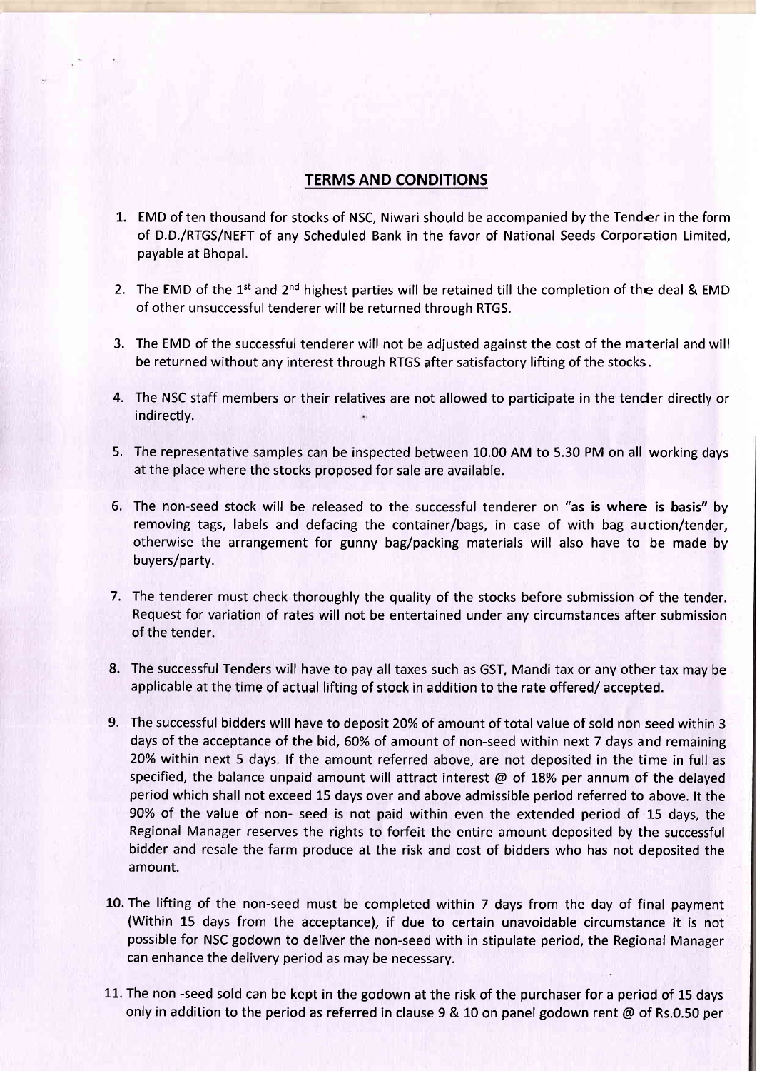## TERMS AND CONDITIONS

1. EMD of ten thousand for stocks of NSC, Niwari should be accompanied by the Tender in the form of D.D./RTGS/NEFT of any Scheduled Bank in the favor of National Seeds Corporation Limited, payable at Bhopal.

2. The EMD of the 1st and 2nd highest parties will be retained till the completion of the deal & EMD of other unsuccessful tenderer will be returned through RTGS.

3. The EMD of the successful tenderer will not be adjusted against the cost of the material and will be returned without any interest through RTGS after satisfactory lifting of the stocks.

4. The NSC staff members or their relatives are not allowed to participate in the tender directly or indirectly.

5. The representative samples can be inspected between 10.00 AM to 5.30 PM on all working days at the place where the stocks proposed for sale are available.

6. The non-seed stock will be released to the successful tenderer on **"as is where is basis"** by removing tags, labels and defacing the container/bags, in case of with bag auction/tender, otherwise the arrangement for gunny bag/packing materials will also have to be made by buyers/party.

7. The tenderer must check thoroughly the quality of the stocks before submission of the tender. Request for variation of rates will not be entertained under any circumstances after submission of the tender.

8. The successful Tenders will have to pay all taxes such as GST, Mandi tax or any other tax may be applicable at the time of actual lifting of stock in addition to the rate offered/ accepted.

9. The successful bidders will have to deposit 20% of amount of total value of sold non seed within 3 days of the acceptance of the bid, 60% of amount of non-seed within next 7 days and remaining 20% within next 5 days. If the amount referred above, are not deposited in the time in full as specified, the balance unpaid amount will attract interest @ of 18% per annum of the delayed period which shall not exceed 15 days over and above admissible period referred to above. It the 90% of the value of non- seed is not paid within even the extended period of 15 days, the Regional Manager reserves the rights to forfeit the entire amount deposited by the successful bidder and resale the farm produce at the risk and cost of bidders who has not deposited the amount.

10. The lifting of the non-seed must be completed within 7 days from the day of final payment (Within 15 days from the acceptance), if due to certain unavoidable circumstance it is not possible for NSC godown to deliver the non-seed with in stipulate period, the Regional Manager can enhance the delivery period as may be necessary.

11. The non -seed sold can be kept in the godown at the risk of the purchaser for a period of 15 days only in addition to the period as referred in clause 9 & 10 on panel godown rent @ of Rs.0.50 per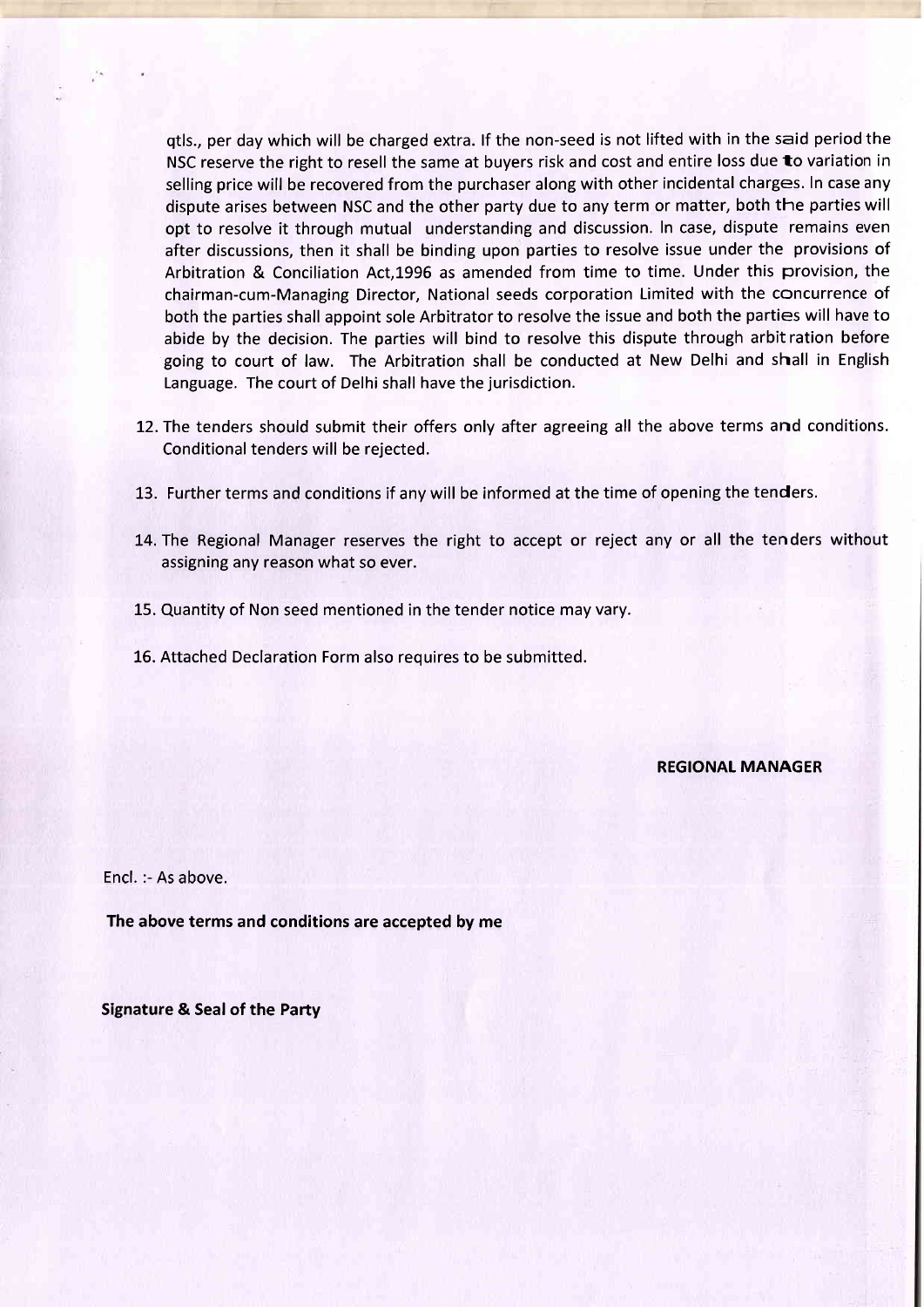qtls., per day which will be charged extra. If the non-seed is not lifted with in the said period the NSC reserve the right to resell the same at buyers risk and cost and entire loss due to variation in selling price will be recovered from the purchaser along with other incidental charges. In case any dispute arises between NSC and the other party due to any term or matter, both the parties will opt to resolve it through mutual understanding and discussion. In case, dispute remains even after discussions, then it shall be binding upon parties to resolve issue under the provisions of Arbitration & Conciliation Act,1996 as amended from time to time. Under this provision, the chairman-cum-Managing Director, National seeds corporation Limited with the concurrence of both the parties shall appoint sole Arbitrator to resolve the issue and both the parties will have to abide by the decision. The parties will bind to resolve this dispute through arbitration before going to court of law. The Arbitration shall be conducted at New Delhi and shall in English Language. The court of Delhi shall have the jurisdiction.

12. The tenders should submit their offers only after agreeing all the above terms and conditions. Conditional tenders will be rejected.

13. Further terms and conditions if any will be informed at the time of opening the tenders.

14. The Regional Manager reserves the right to accept or reject any or all the tenders without assigning any reason what so ever.

15. Quantity of Non seed mentioned in the tender notice may vary.

16. Attached Declaration Form also requires to be submitted.

**REGIONAL MANAGER**

Encl. :- As above.

**The above terms and conditions are accepted by me**

**Signature & Seal of the Party**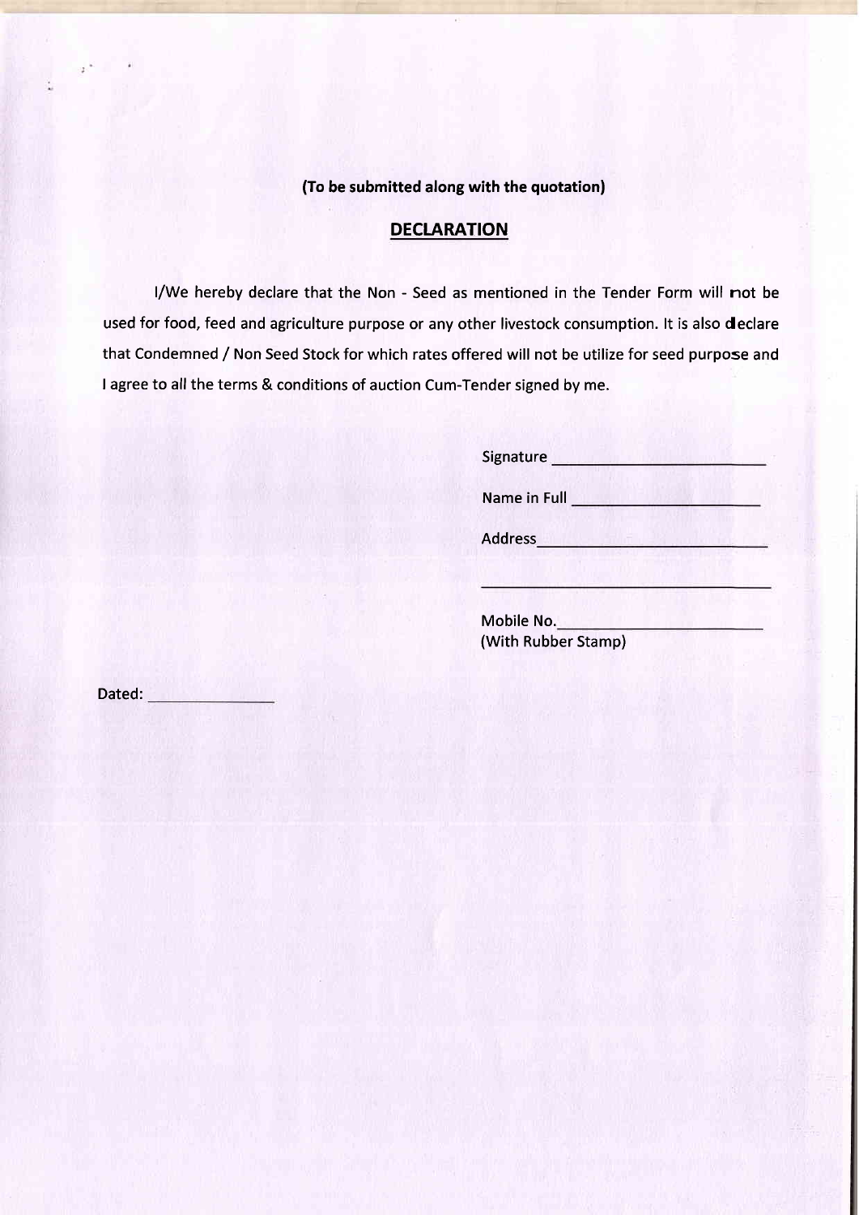**(To be submitted along with the quotation)**

## DECLARATION

I/We hereby declare that the Non - Seed as mentioned in the Tender Form will not be used for food, feed and agriculture purpose or any other livestock consumption. It is also declare that Condemned / Non Seed Stock for which rates offered will not be utilize for seed purpose and I agree to all the terms & conditions of auction Cum-Tender signed by me.

Signature ________________________

Name in Full ____________________

Address__________________________

_________________________________

Mobile No.______________________
(With Rubber Stamp)

Dated: _____________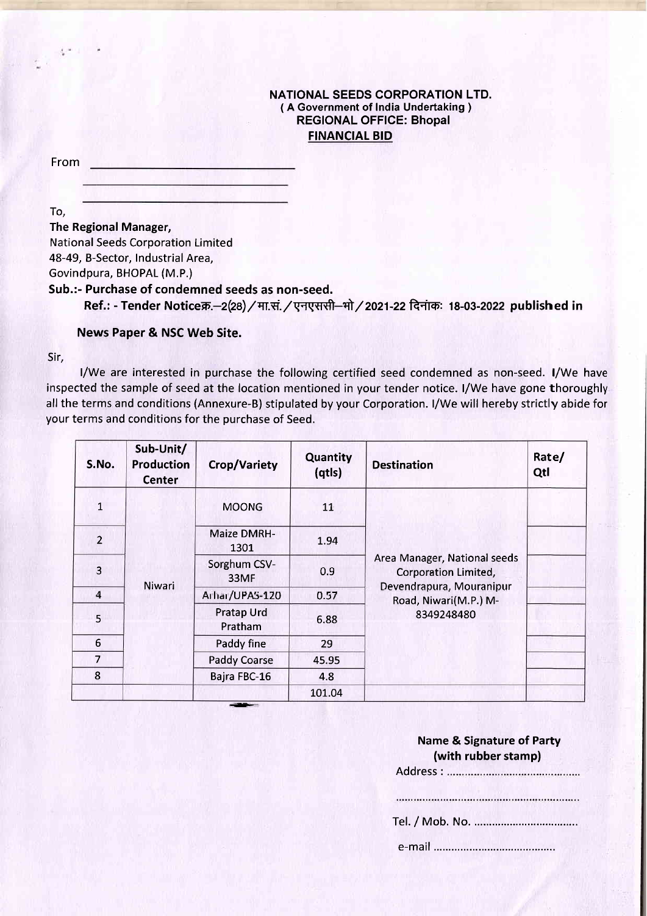**NATIONAL SEEDS CORPORATION LTD.**
**( A Government of India Undertaking )**
**REGIONAL OFFICE: Bhopal**
**FINANCIAL BID**

From ______________________________

______________________________

______________________________

To,

**The Regional Manager,**
National Seeds Corporation Limited
48-49, B-Sector, Industrial Area,
Govindpura, BHOPAL (M.P.)

**Sub.:- Purchase of condemned seeds as non-seed.**

**Ref.: - Tender Noticeक्र.–2(28)/मा.सं./एनएससी–भो/2021-22 दिनांकः 18-03-2022 published in News Paper & NSC Web Site.**

Sir,

I/We are interested in purchase the following certified seed condemned as non-seed. I/We have inspected the sample of seed at the location mentioned in your tender notice. I/We have gone thoroughly all the terms and conditions (Annexure-B) stipulated by your Corporation. I/We will hereby strictly abide for your terms and conditions for the purchase of Seed.

| S.No. | Sub-Unit/ Production Center | Crop/Variety | Quantity (qtls) | Destination | Rate/ Qtl |
|---|---|---|---|---|---|
| 1 | Niwari | MOONG | 11 | Area Manager, National seeds Corporation Limited, Devendrapura, Mouranipur Road, Niwari(M.P.) M-8349248480 | |
| 2 | | Maize DMRH-1301 | 1.94 | | |
| 3 | | Sorghum CSV-33MF | 0.9 | | |
| 4 | | Arhar/UPAS-120 | 0.57 | | |
| 5 | | Pratap Urd Pratham | 6.88 | | |
| 6 | | Paddy fine | 29 | | |
| 7 | | Paddy Coarse | 45.95 | | |
| 8 | | Bajra FBC-16 | 4.8 | | |
| | | | 101.04 | | |

**Name & Signature of Party**
**(with rubber stamp)**

Address : ............................................

............................................................

Tel. / Mob. No. ..................................

e-mail ........................................